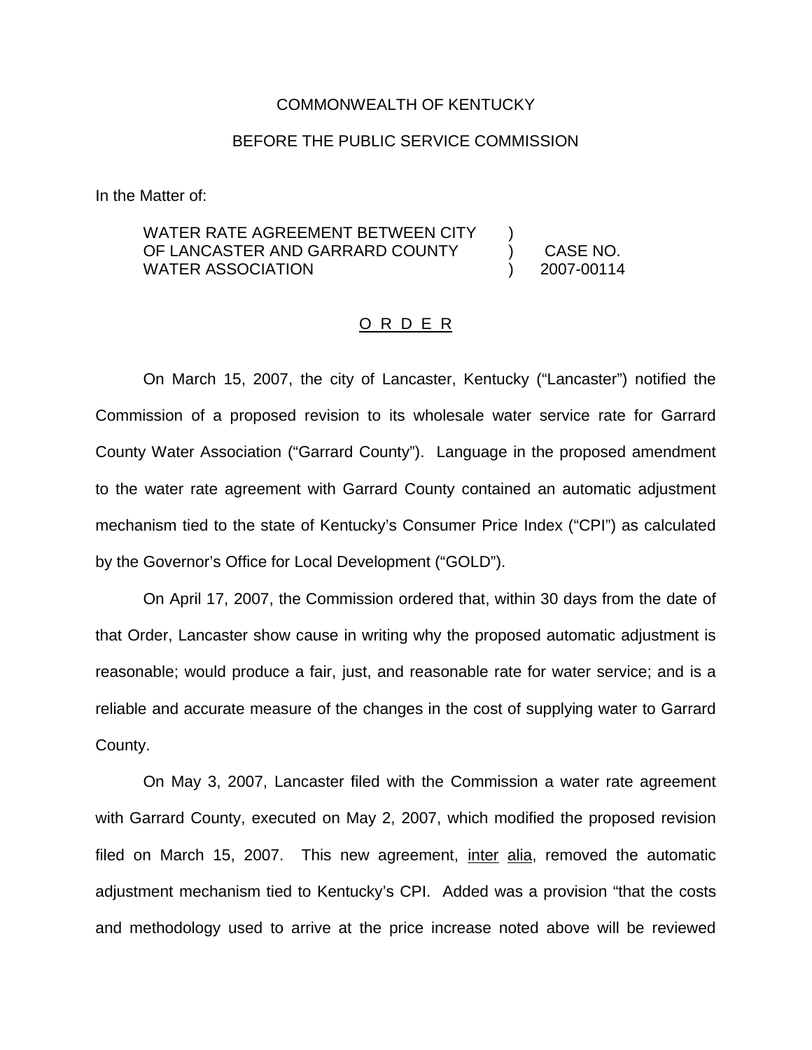COMMONWEALTH OF KENTUCKY

BEFORE THE PUBLIC SERVICE COMMISSION

In the Matter of:

| | | |
|---|---|---|
| WATER RATE AGREEMENT BETWEEN CITY OF LANCASTER AND GARRARD COUNTY WATER ASSOCIATION | ) ) ) | CASE NO. 2007-00114 |

O R D E R

On March 15, 2007, the city of Lancaster, Kentucky ("Lancaster") notified the Commission of a proposed revision to its wholesale water service rate for Garrard County Water Association ("Garrard County"). Language in the proposed amendment to the water rate agreement with Garrard County contained an automatic adjustment mechanism tied to the state of Kentucky's Consumer Price Index ("CPI") as calculated by the Governor's Office for Local Development ("GOLD").

On April 17, 2007, the Commission ordered that, within 30 days from the date of that Order, Lancaster show cause in writing why the proposed automatic adjustment is reasonable; would produce a fair, just, and reasonable rate for water service; and is a reliable and accurate measure of the changes in the cost of supplying water to Garrard County.

On May 3, 2007, Lancaster filed with the Commission a water rate agreement with Garrard County, executed on May 2, 2007, which modified the proposed revision filed on March 15, 2007. This new agreement, inter alia, removed the automatic adjustment mechanism tied to Kentucky's CPI. Added was a provision "that the costs and methodology used to arrive at the price increase noted above will be reviewed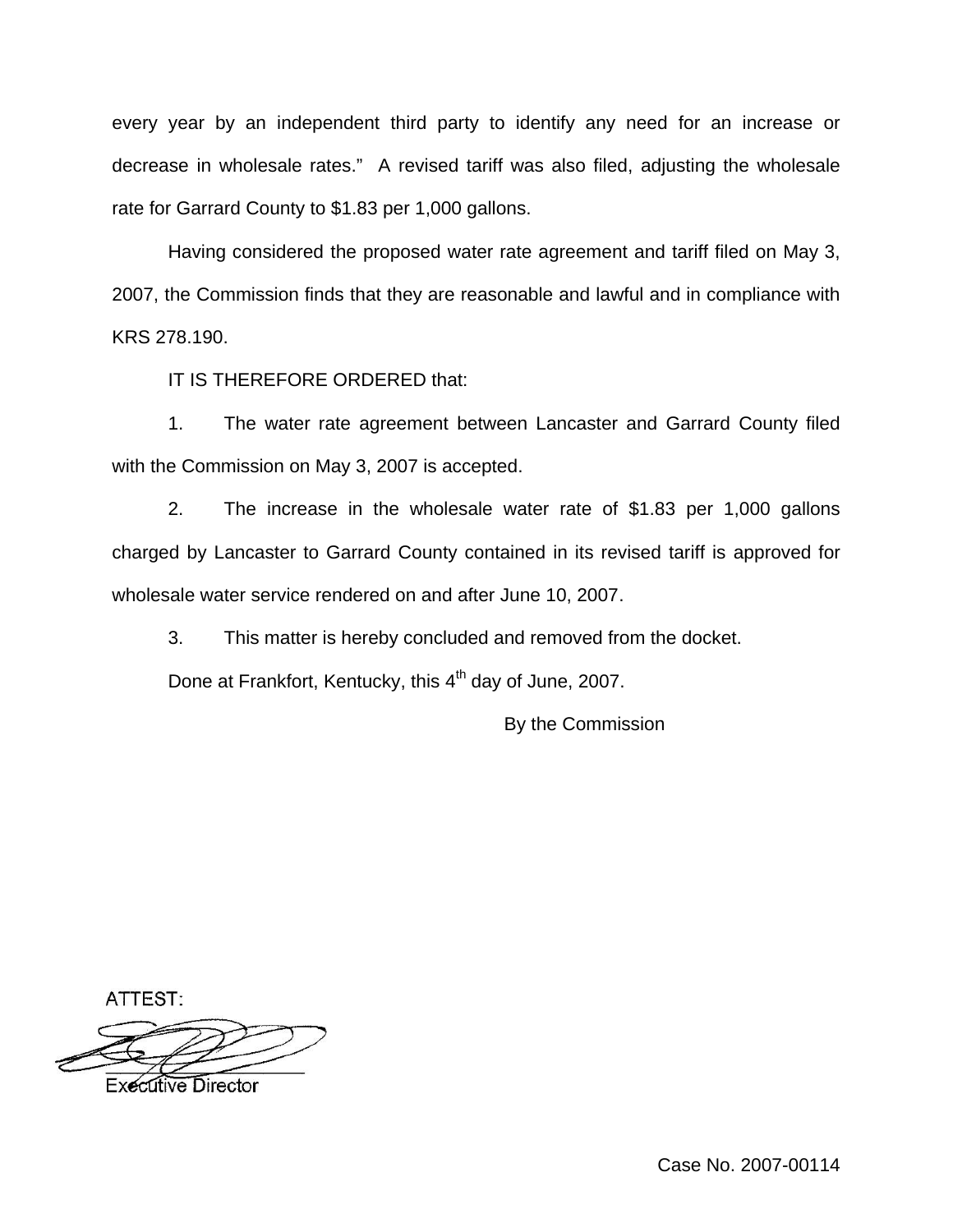every year by an independent third party to identify any need for an increase or decrease in wholesale rates." A revised tariff was also filed, adjusting the wholesale rate for Garrard County to $1.83 per 1,000 gallons.

Having considered the proposed water rate agreement and tariff filed on May 3, 2007, the Commission finds that they are reasonable and lawful and in compliance with KRS 278.190.

IT IS THEREFORE ORDERED that:

1. The water rate agreement between Lancaster and Garrard County filed with the Commission on May 3, 2007 is accepted.

2. The increase in the wholesale water rate of $1.83 per 1,000 gallons charged by Lancaster to Garrard County contained in its revised tariff is approved for wholesale water service rendered on and after June 10, 2007.

3. This matter is hereby concluded and removed from the docket.

Done at Frankfort, Kentucky, this 4th day of June, 2007.

By the Commission

ATTEST:

Executive Director

Case No. 2007-00114